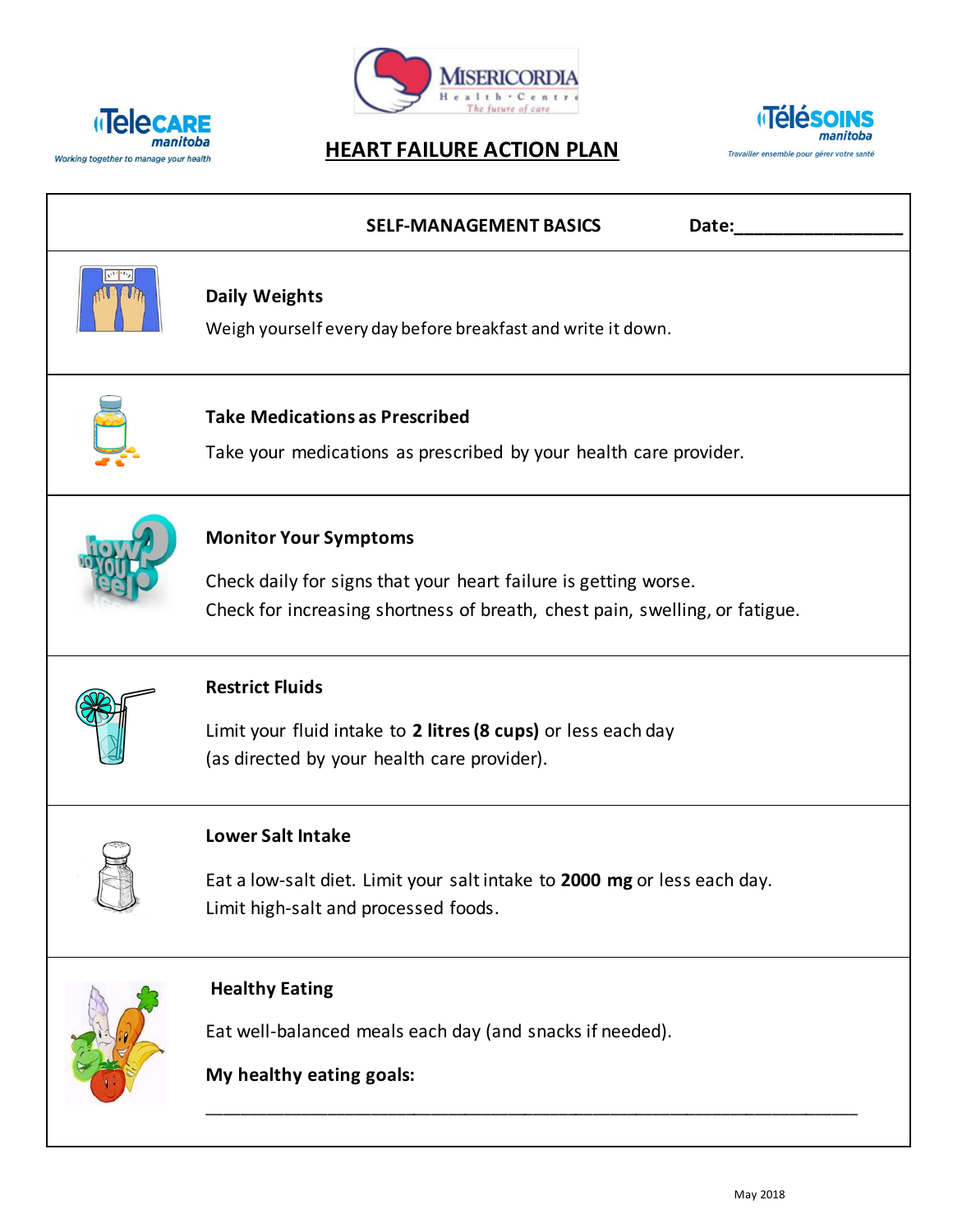# HEART FAILURE ACTION PLAN

**SELF-MANAGEMENT BASICS** **Date:**\_\_\_\_\_\_\_\_\_\_\_\_\_\_\_\_\_\_

### Daily Weights

Weigh yourself every day before breakfast and write it down.

### Take Medications as Prescribed

Take your medications as prescribed by your health care provider.

### Monitor Your Symptoms

Check daily for signs that your heart failure is getting worse.
Check for increasing shortness of breath, chest pain, swelling, or fatigue.

### Restrict Fluids

Limit your fluid intake to **2 litres (8 cups)** or less each day
(as directed by your health care provider).

### Lower Salt Intake

Eat a low-salt diet. Limit your salt intake to **2000 mg** or less each day.
Limit high-salt and processed foods.

### Healthy Eating

Eat well-balanced meals each day (and snacks if needed).

**My healthy eating goals:**

\_\_\_\_\_\_\_\_\_\_\_\_\_\_\_\_\_\_\_\_\_\_\_\_\_\_\_\_\_\_\_\_\_\_\_\_\_\_\_\_\_\_\_\_\_\_\_\_\_\_\_\_\_\_\_\_\_\_\_\_\_\_\_\_

May 2018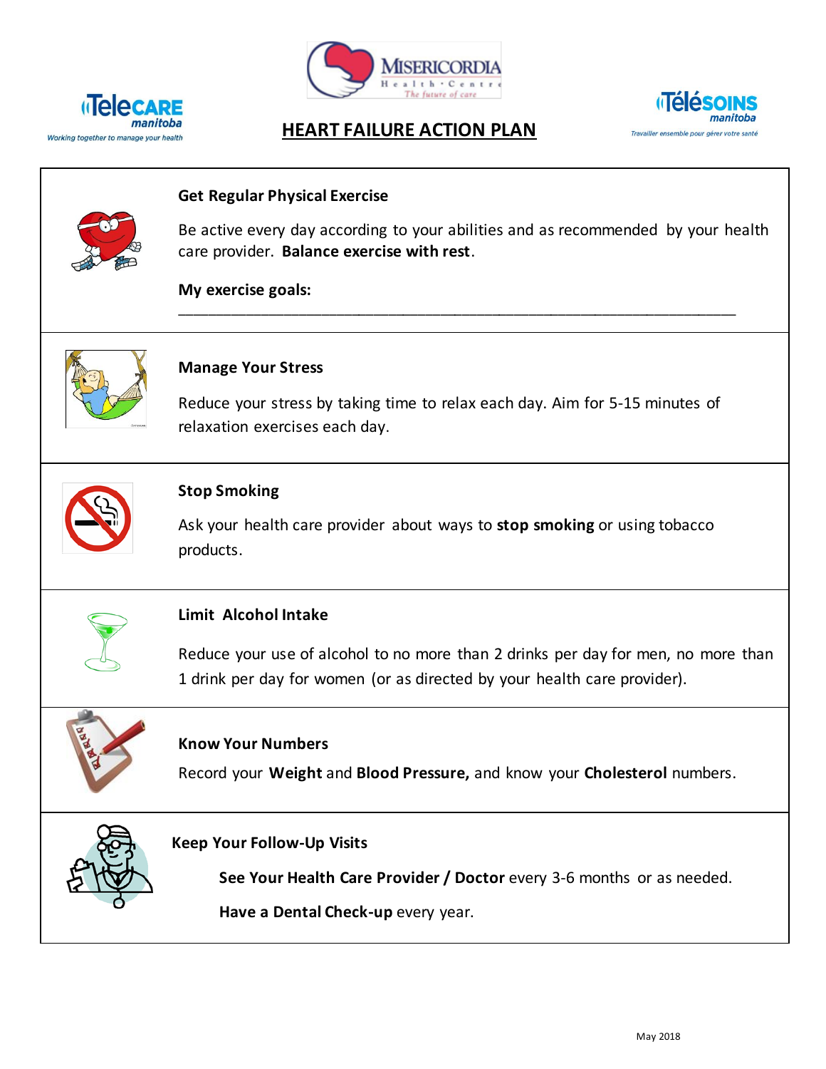# HEART FAILURE ACTION PLAN

### Get Regular Physical Exercise

Be active every day according to your abilities and as recommended by your health care provider. **Balance exercise with rest**.

**My exercise goals:** ___________________________________________________________

### Manage Your Stress

Reduce your stress by taking time to relax each day. Aim for 5-15 minutes of relaxation exercises each day.

### Stop Smoking

Ask your health care provider about ways to **stop smoking** or using tobacco products.

### Limit Alcohol Intake

Reduce your use of alcohol to no more than 2 drinks per day for men, no more than 1 drink per day for women (or as directed by your health care provider).

### Know Your Numbers

Record your **Weight** and **Blood Pressure,** and know your **Cholesterol** numbers.

### Keep Your Follow-Up Visits

**See Your Health Care Provider / Doctor** every 3-6 months or as needed.

**Have a Dental Check-up** every year.

May 2018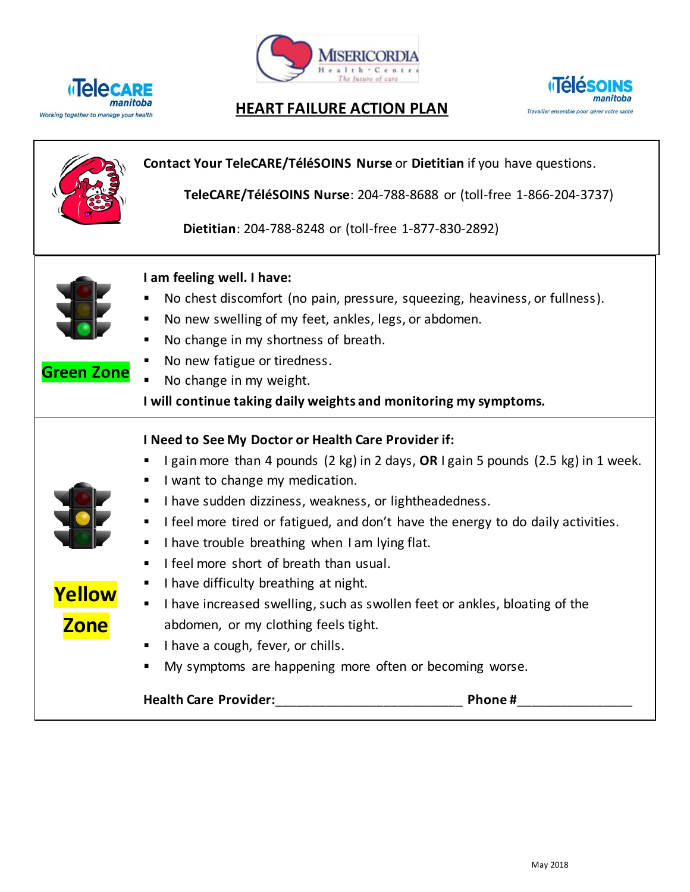TeleCARE manitoba — Working together to manage your health

Misericordia Health Centre — The future of care

Télésoins manitoba — Travailler ensemble pour gérer votre santé

# HEART FAILURE ACTION PLAN

**Contact Your TeleCARE/TéléSOINS Nurse** or **Dietitian** if you have questions.

**TeleCARE/TéléSOINS Nurse**: 204-788-8688 or (toll-free 1-866-204-3737)

**Dietitian**: 204-788-8248 or (toll-free 1-877-830-2892)

## Green Zone

**I am feeling well. I have:**

- No chest discomfort (no pain, pressure, squeezing, heaviness, or fullness).
- No new swelling of my feet, ankles, legs, or abdomen.
- No change in my shortness of breath.
- No new fatigue or tiredness.
- No change in my weight.

**I will continue taking daily weights and monitoring my symptoms.**

## Yellow Zone

**I Need to See My Doctor or Health Care Provider if:**

- I gain more than 4 pounds (2 kg) in 2 days, **OR** I gain 5 pounds (2.5 kg) in 1 week.
- I want to change my medication.
- I have sudden dizziness, weakness, or lightheadedness.
- I feel more tired or fatigued, and don't have the energy to do daily activities.
- I have trouble breathing when I am lying flat.
- I feel more short of breath than usual.
- I have difficulty breathing at night.
- I have increased swelling, such as swollen feet or ankles, bloating of the abdomen, or my clothing feels tight.
- I have a cough, fever, or chills.
- My symptoms are happening more often or becoming worse.

**Health Care Provider:**__________________________ **Phone #**________________

May 2018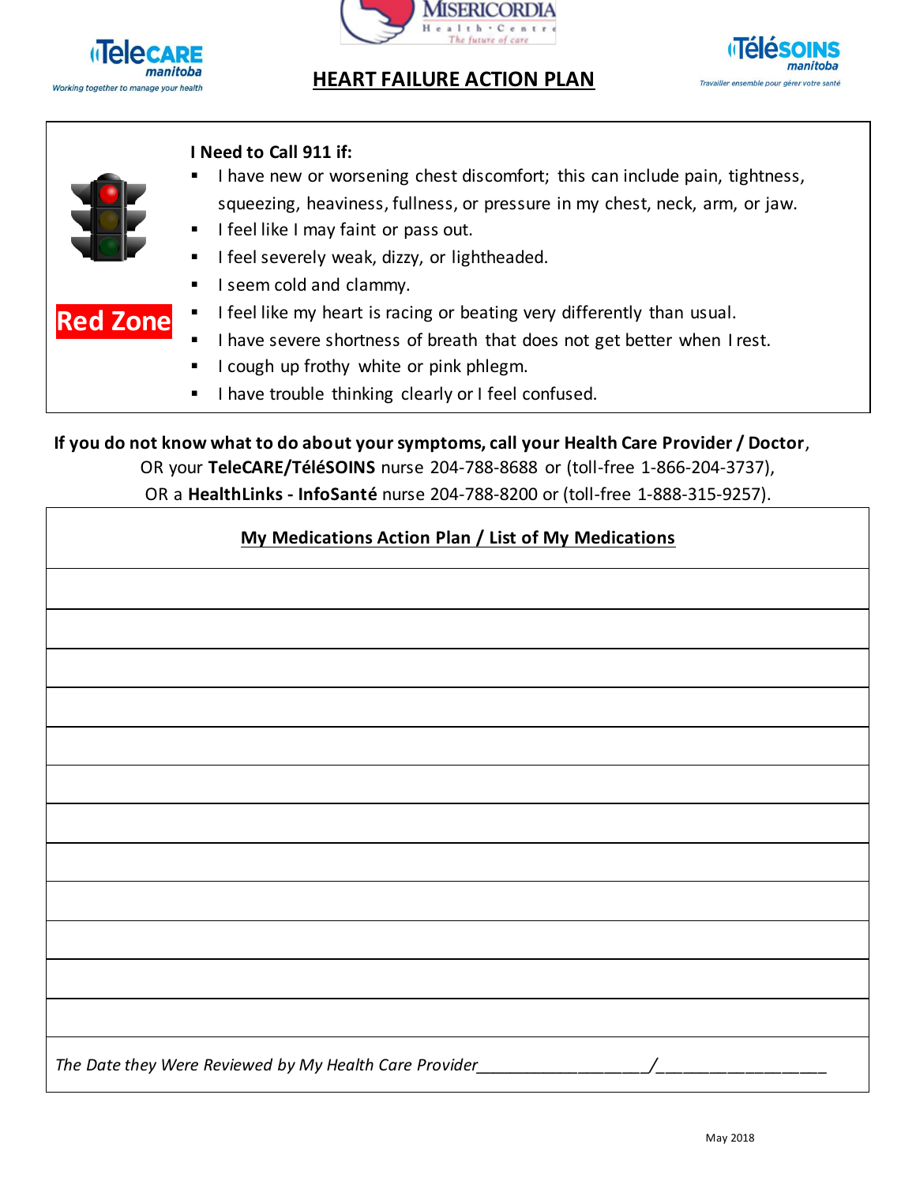TeleCARE manitoba — Working together to manage your health

MISERICORDIA Health Centre — The future of care

TéléSOINS manitoba — Travailler ensemble pour gérer votre santé

# HEART FAILURE ACTION PLAN

**Red Zone**

**I Need to Call 911 if:**

- I have new or worsening chest discomfort; this can include pain, tightness, squeezing, heaviness, fullness, or pressure in my chest, neck, arm, or jaw.
- I feel like I may faint or pass out.
- I feel severely weak, dizzy, or lightheaded.
- I seem cold and clammy.
- I feel like my heart is racing or beating very differently than usual.
- I have severe shortness of breath that does not get better when I rest.
- I cough up frothy white or pink phlegm.
- I have trouble thinking clearly or I feel confused.

**If you do not know what to do about your symptoms, call your Health Care Provider / Doctor**, OR your **TeleCARE/TéléSOINS** nurse 204-788-8688 or (toll-free 1-866-204-3737), OR a **HealthLinks - InfoSanté** nurse 204-788-8200 or (toll-free 1-888-315-9257).

| **My Medications Action Plan / List of My Medications** |
| --- |
| |
| |
| |
| |
| |
| |
| |
| |
| |
| |
| |
| |
| *The Date they Were Reviewed by My Health Care Provider__________________/__________________* |

May 2018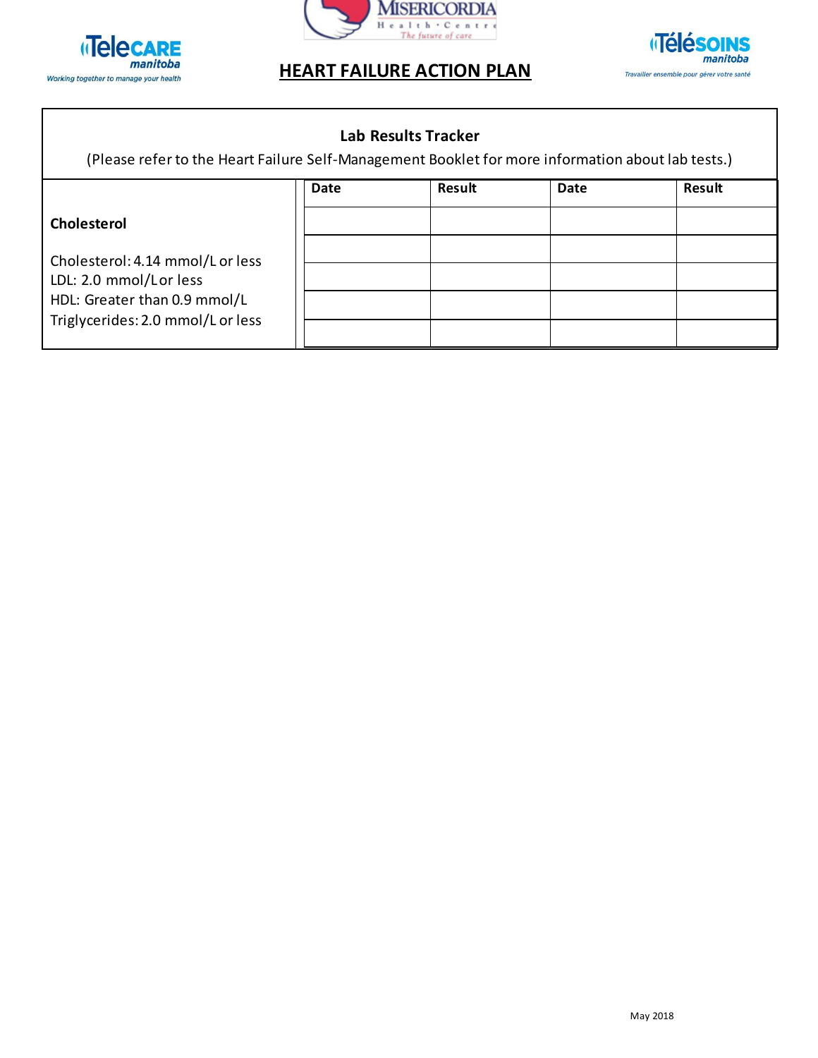# HEART FAILURE ACTION PLAN

**Lab Results Tracker**

(Please refer to the Heart Failure Self-Management Booklet for more information about lab tests.)

| | Date | Result | Date | Result |
|---|---|---|---|---|
| **Cholesterol**<br><br>Cholesterol: 4.14 mmol/L or less<br>LDL: 2.0 mmol/L or less<br>HDL: Greater than 0.9 mmol/L<br>Triglycerides: 2.0 mmol/L or less | | | | |
| | | | | |
| | | | | |
| | | | | |
| | | | | |

May 2018